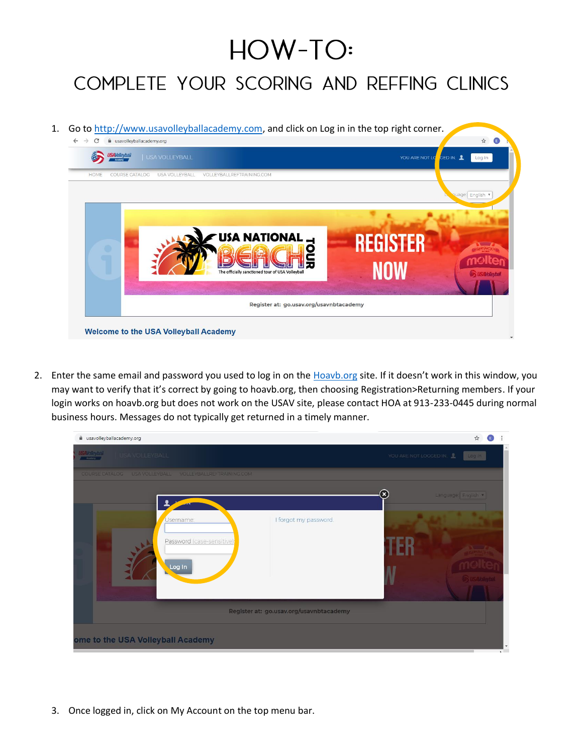# HOW-TO:

## COMPLETE YOUR SCORING AND REFFING CLINICS

1. Go to http://www.usavolleyballacademy.com, and click on Log in in the top right corner.

2. Enter the same email and password you used to log in on the Hoavb.org site. If it doesn't work in this window, you may want to verify that it's correct by going to hoavb.org, then choosing Registration>Returning members. If your login works on hoavb.org but does not work on the USAV site, please contact HOA at 913-233-0445 during normal business hours. Messages do not typically get returned in a timely manner.

3. Once logged in, click on My Account on the top menu bar.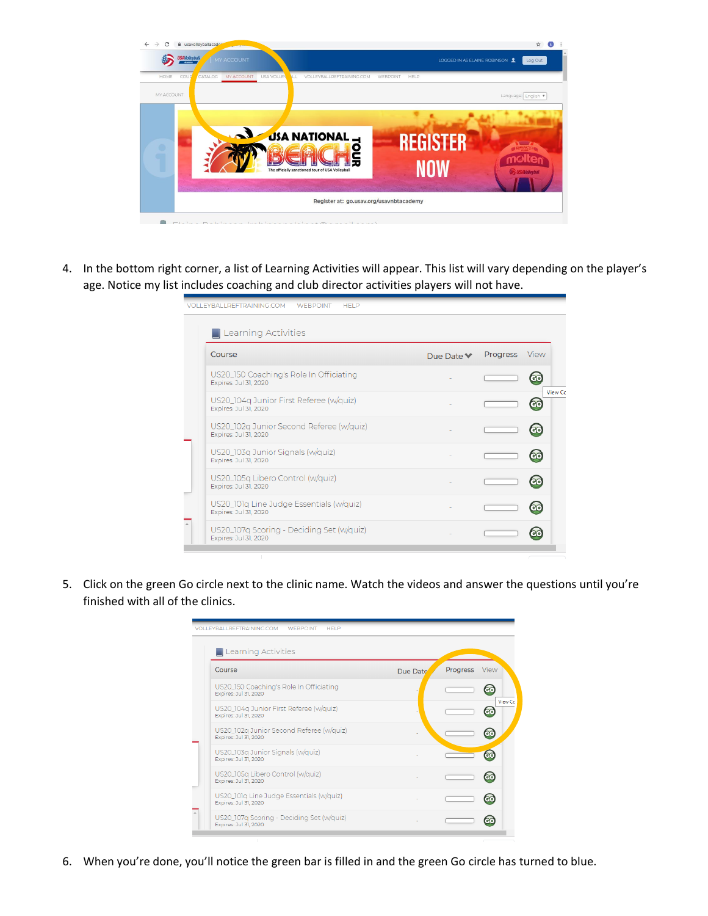4. In the bottom right corner, a list of Learning Activities will appear. This list will vary depending on the player's age. Notice my list includes coaching and club director activities players will not have.

5. Click on the green Go circle next to the clinic name. Watch the videos and answer the questions until you're finished with all of the clinics.

6. When you're done, you'll notice the green bar is filled in and the green Go circle has turned to blue.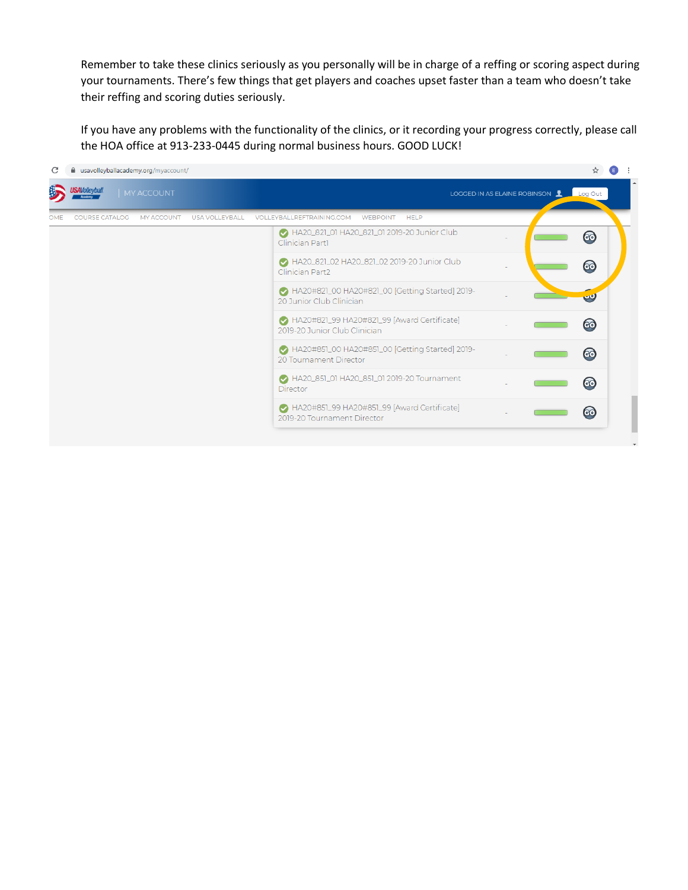Remember to take these clinics seriously as you personally will be in charge of a reffing or scoring aspect during your tournaments. There's few things that get players and coaches upset faster than a team who doesn't take their reffing and scoring duties seriously.

If you have any problems with the functionality of the clinics, or it recording your progress correctly, please call the HOA office at 913-233-0445 during normal business hours. GOOD LUCK!